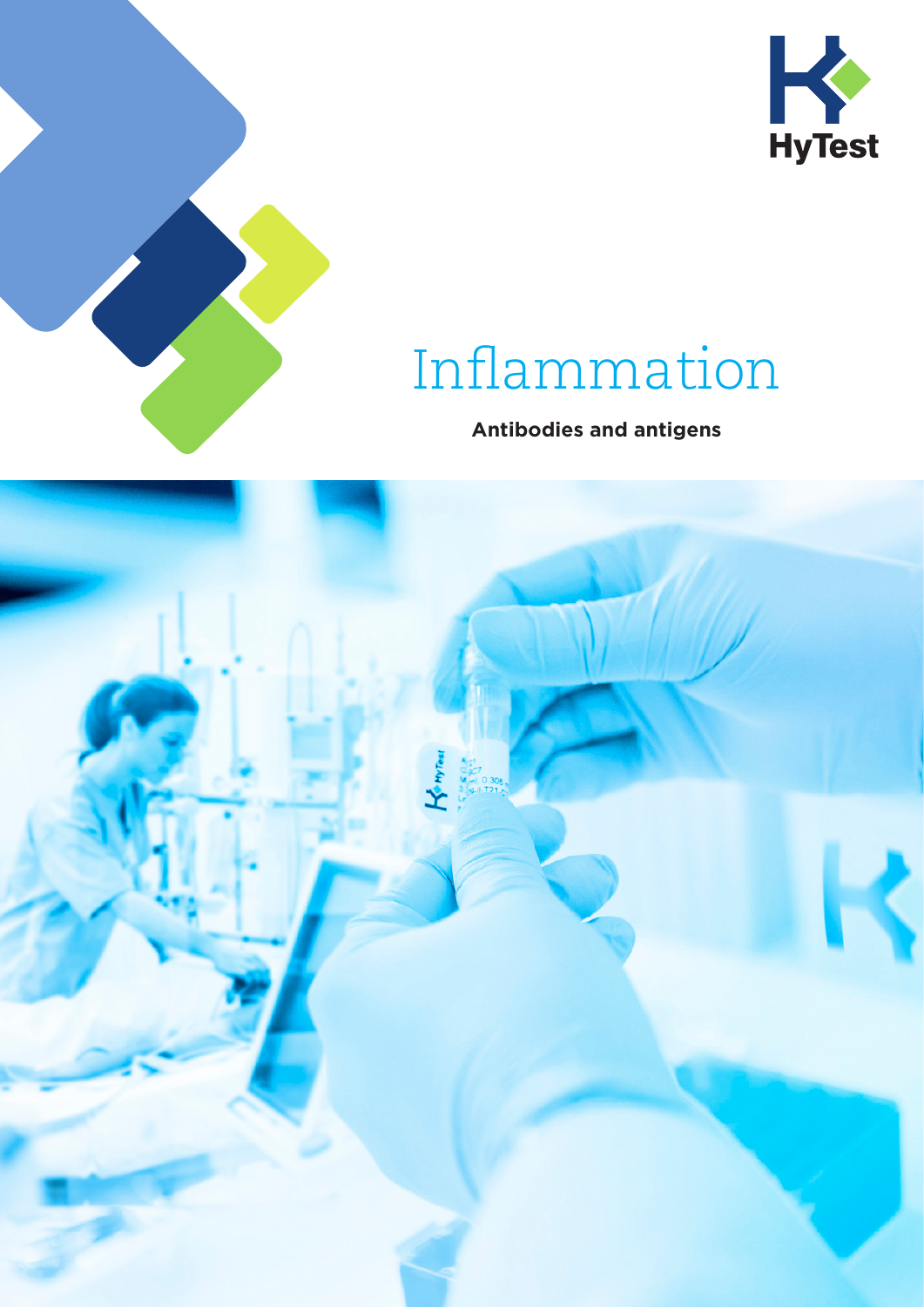HyTest

# Inflammation

**Antibodies and antigens**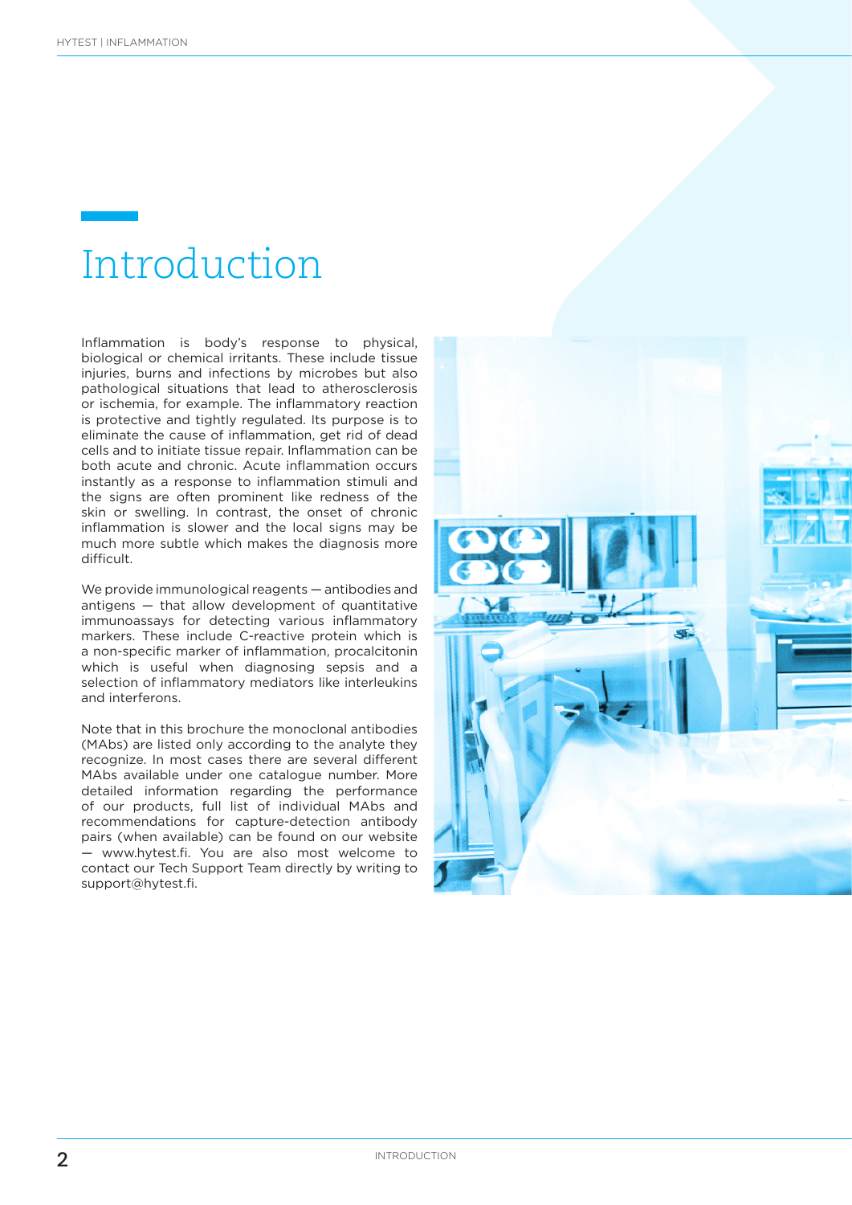# Introduction

Inflammation is body's response to physical, biological or chemical irritants. These include tissue injuries, burns and infections by microbes but also pathological situations that lead to atherosclerosis or ischemia, for example. The inflammatory reaction is protective and tightly regulated. Its purpose is to eliminate the cause of inflammation, get rid of dead cells and to initiate tissue repair. Inflammation can be both acute and chronic. Acute inflammation occurs instantly as a response to inflammation stimuli and the signs are often prominent like redness of the skin or swelling. In contrast, the onset of chronic inflammation is slower and the local signs may be much more subtle which makes the diagnosis more difficult.

We provide immunological reagents — antibodies and antigens — that allow development of quantitative immunoassays for detecting various inflammatory markers. These include C-reactive protein which is a non-specific marker of inflammation, procalcitonin which is useful when diagnosing sepsis and a selection of inflammatory mediators like interleukins and interferons.

Note that in this brochure the monoclonal antibodies (MAbs) are listed only according to the analyte they recognize. In most cases there are several different MAbs available under one catalogue number. More detailed information regarding the performance of our products, full list of individual MAbs and recommendations for capture-detection antibody pairs (when available) can be found on our website — www.hytest.fi. You are also most welcome to contact our Tech Support Team directly by writing to support@hytest.fi.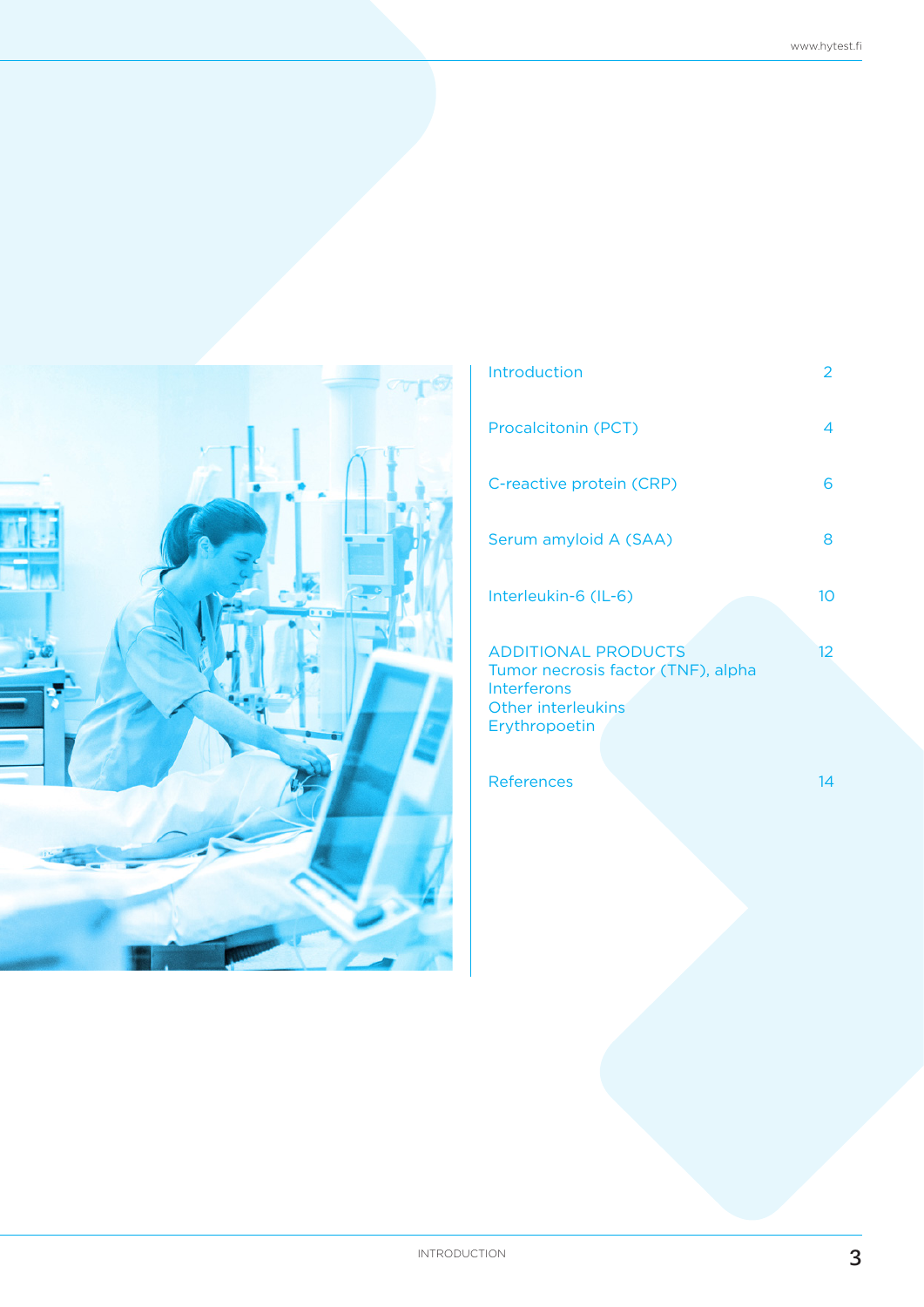| | |
|---|---|
| Introduction | 2 |
| Procalcitonin (PCT) | 4 |
| C-reactive protein (CRP) | 6 |
| Serum amyloid A (SAA) | 8 |
| Interleukin-6 (IL-6) | 10 |
| ADDITIONAL PRODUCTS<br>Tumor necrosis factor (TNF), alpha<br>Interferons<br>Other interleukins<br>Erythropoetin | 12 |
| References | 14 |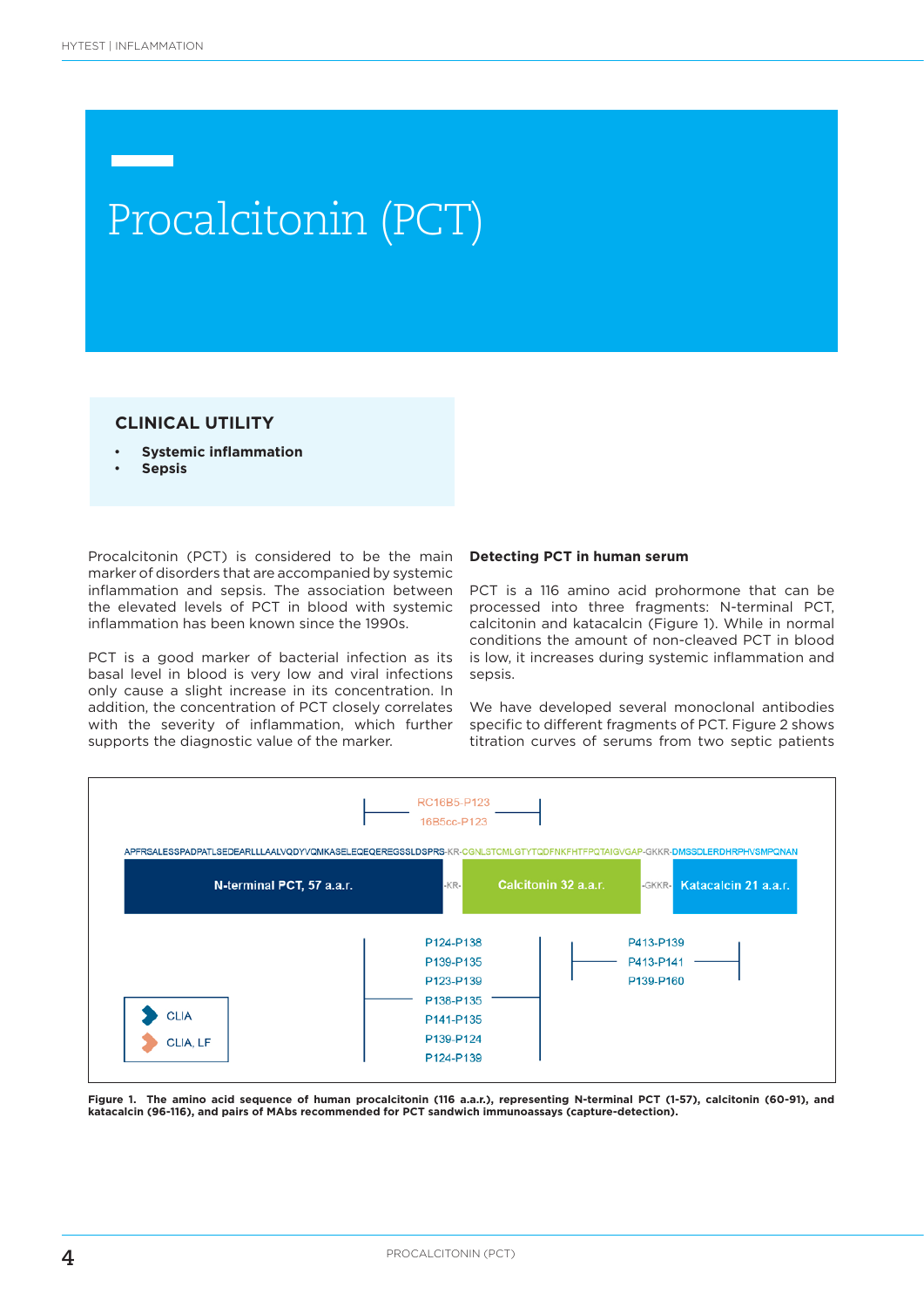# Procalcitonin (PCT)

**CLINICAL UTILITY**

- **Systemic inflammation**
- **Sepsis**

Procalcitonin (PCT) is considered to be the main marker of disorders that are accompanied by systemic inflammation and sepsis. The association between the elevated levels of PCT in blood with systemic inflammation has been known since the 1990s.

PCT is a good marker of bacterial infection as its basal level in blood is very low and viral infections only cause a slight increase in its concentration. In addition, the concentration of PCT closely correlates with the severity of inflammation, which further supports the diagnostic value of the marker.

### Detecting PCT in human serum

PCT is a 116 amino acid prohormone that can be processed into three fragments: N-terminal PCT, calcitonin and katacalcin (Figure 1). While in normal conditions the amount of non-cleaved PCT in blood is low, it increases during systemic inflammation and sepsis.

We have developed several monoclonal antibodies specific to different fragments of PCT. Figure 2 shows titration curves of serums from two septic patients

RC16B5-P123
16B5cc-P123

APFRSALESSPADPATLSEDEARLLLAALVQDYVQMKASELEQEQEREGSSLDSPRS-KR-CGNLSTCMLGTYTQDFNKFHTFPQTAIGVGAP-GKKR-DMSSDLERDHRPHVSMPQNAN

N-terminal PCT, 57 a.a.r. | -KR- | Calcitonin 32 a.a.r. | -GKKR- | Katacalcin 21 a.a.r.

P124-P138
P139-P135
P123-P139
P138-P135
P141-P135
P139-P124
P124-P139

P413-P139
P413-P141
P139-P160

CLIA
CLIA, LF

**Figure 1. The amino acid sequence of human procalcitonin (116 a.a.r.), representing N-terminal PCT (1-57), calcitonin (60-91), and katacalcin (96-116), and pairs of MAbs recommended for PCT sandwich immunoassays (capture-detection).**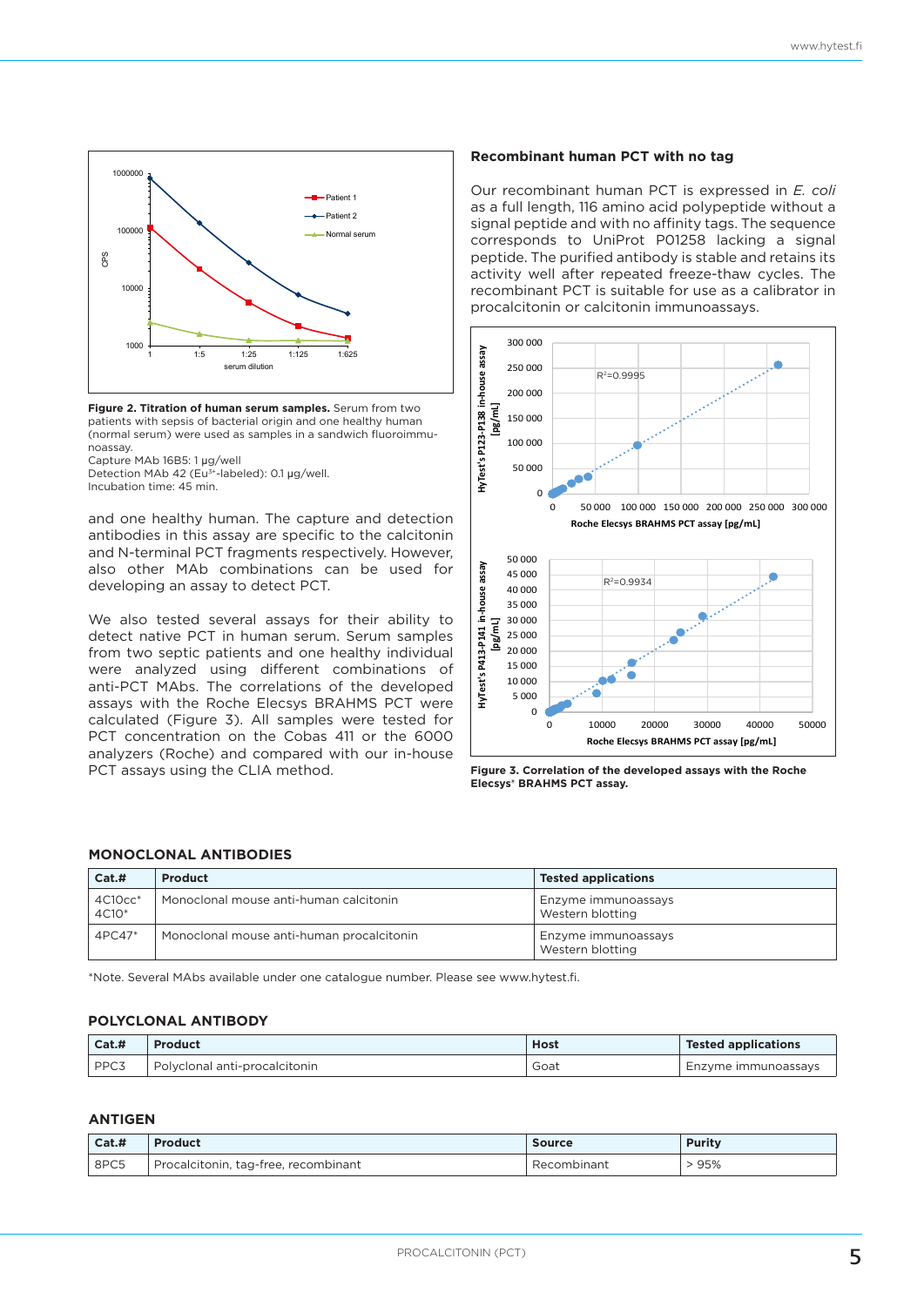**Figure 2. Titration of human serum samples.** Serum from two patients with sepsis of bacterial origin and one healthy human (normal serum) were used as samples in a sandwich fluoroimmunoassay.
Capture MAb 16B5: 1 µg/well
Detection MAb 42 ($Eu^{3+}$-labeled): 0.1 µg/well.
Incubation time: 45 min.

and one healthy human. The capture and detection antibodies in this assay are specific to the calcitonin and N-terminal PCT fragments respectively. However, also other MAb combinations can be used for developing an assay to detect PCT.

We also tested several assays for their ability to detect native PCT in human serum. Serum samples from two septic patients and one healthy individual were analyzed using different combinations of anti-PCT MAbs. The correlations of the developed assays with the Roche Elecsys BRAHMS PCT were calculated (Figure 3). All samples were tested for PCT concentration on the Cobas 411 or the 6000 analyzers (Roche) and compared with our in-house PCT assays using the CLIA method.

### Recombinant human PCT with no tag

Our recombinant human PCT is expressed in *E. coli* as a full length, 116 amino acid polypeptide without a signal peptide and with no affinity tags. The sequence corresponds to UniProt P01258 lacking a signal peptide. The purified antibody is stable and retains its activity well after repeated freeze-thaw cycles. The recombinant PCT is suitable for use as a calibrator in procalcitonin or calcitonin immunoassays.

**Figure 3. Correlation of the developed assays with the Roche Elecsys® BRAHMS PCT assay.**

## MONOCLONAL ANTIBODIES

| Cat.# | Product | Tested applications |
|---|---|---|
| 4C10cc* 4C10* | Monoclonal mouse anti-human calcitonin | Enzyme immunoassays Western blotting |
| 4PC47* | Monoclonal mouse anti-human procalcitonin | Enzyme immunoassays Western blotting |

*Note. Several MAbs available under one catalogue number. Please see www.hytest.fi.

## POLYCLONAL ANTIBODY

| Cat.# | Product | Host | Tested applications |
|---|---|---|---|
| PPC3 | Polyclonal anti-procalcitonin | Goat | Enzyme immunoassays |

## ANTIGEN

| Cat.# | Product | Source | Purity |
|---|---|---|---|
| 8PC5 | Procalcitonin, tag-free, recombinant | Recombinant | > 95% |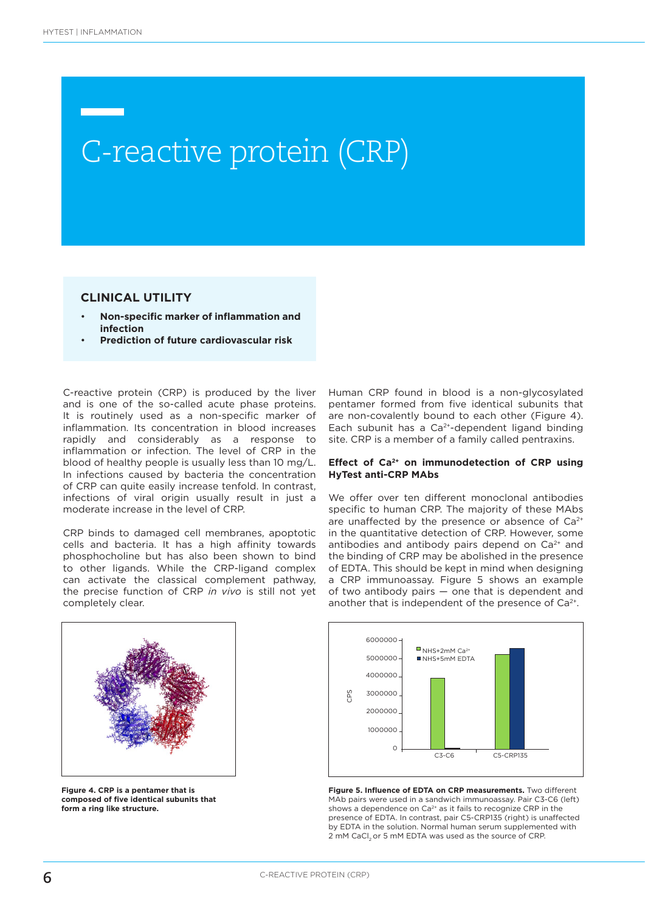# C-reactive protein (CRP)

## CLINICAL UTILITY

- **Non-specific marker of inflammation and infection**
- **Prediction of future cardiovascular risk**

C-reactive protein (CRP) is produced by the liver and is one of the so-called acute phase proteins. It is routinely used as a non-specific marker of inflammation. Its concentration in blood increases rapidly and considerably as a response to inflammation or infection. The level of CRP in the blood of healthy people is usually less than 10 mg/L. In infections caused by bacteria the concentration of CRP can quite easily increase tenfold. In contrast, infections of viral origin usually result in just a moderate increase in the level of CRP.

CRP binds to damaged cell membranes, apoptotic cells and bacteria. It has a high affinity towards phosphocholine but has also been shown to bind to other ligands. While the CRP-ligand complex can activate the classical complement pathway, the precise function of CRP *in vivo* is still not yet completely clear.

Human CRP found in blood is a non-glycosylated pentamer formed from five identical subunits that are non-covalently bound to each other (Figure 4). Each subunit has a $Ca^{2+}$-dependent ligand binding site. CRP is a member of a family called pentraxins.

### Effect of $Ca^{2+}$ on immunodetection of CRP using HyTest anti-CRP MAbs

We offer over ten different monoclonal antibodies specific to human CRP. The majority of these MAbs are unaffected by the presence or absence of $Ca^{2+}$ in the quantitative detection of CRP. However, some antibodies and antibody pairs depend on $Ca^{2+}$ and the binding of CRP may be abolished in the presence of EDTA. This should be kept in mind when designing a CRP immunoassay. Figure 5 shows an example of two antibody pairs — one that is dependent and another that is independent of the presence of $Ca^{2+}$.

**Figure 4. CRP is a pentamer that is composed of five identical subunits that form a ring like structure.**

**Figure 5. Influence of EDTA on CRP measurements.** Two different MAb pairs were used in a sandwich immunoassay. Pair C3-C6 (left) shows a dependence on $Ca^{2+}$ as it fails to recognize CRP in the presence of EDTA. In contrast, pair C5-CRP135 (right) is unaffected by EDTA in the solution. Normal human serum supplemented with 2 mM $CaCl_2$ or 5 mM EDTA was used as the source of CRP.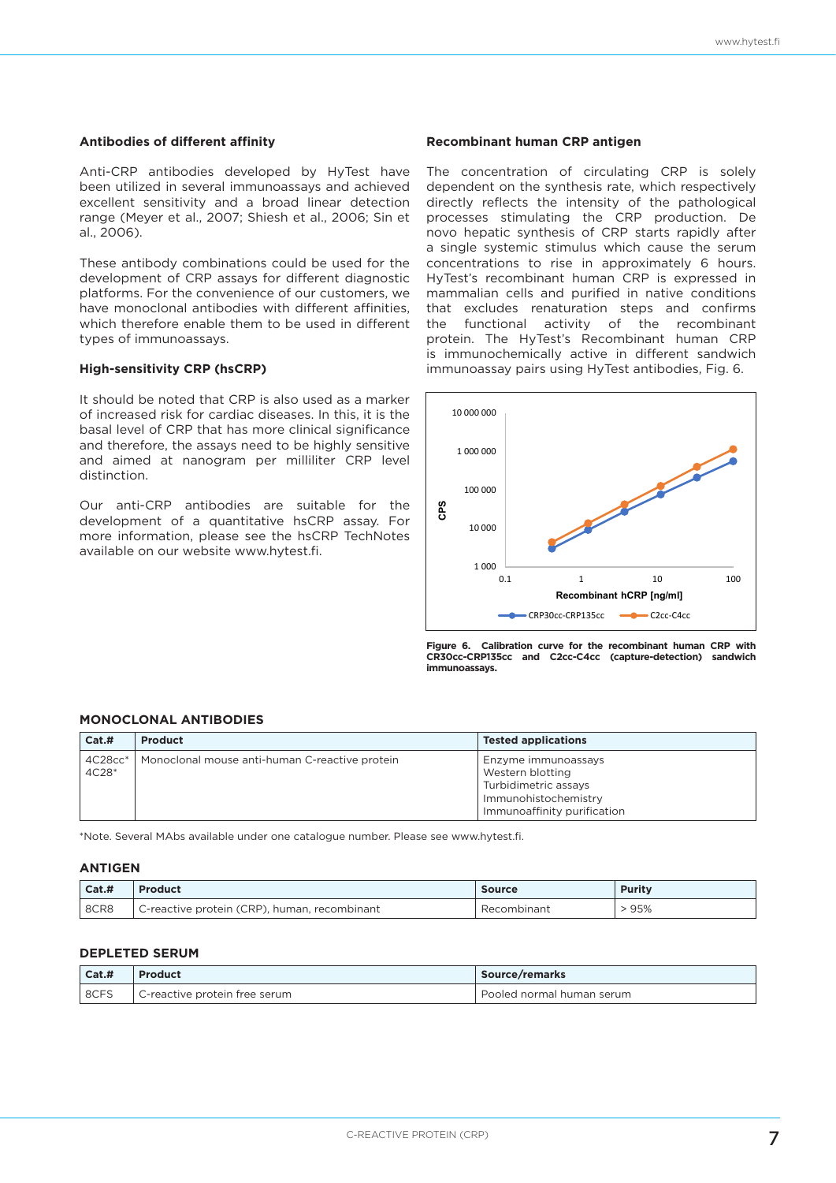### Antibodies of different affinity

Anti-CRP antibodies developed by HyTest have been utilized in several immunoassays and achieved excellent sensitivity and a broad linear detection range (Meyer et al., 2007; Shiesh et al., 2006; Sin et al., 2006).

These antibody combinations could be used for the development of CRP assays for different diagnostic platforms. For the convenience of our customers, we have monoclonal antibodies with different affinities, which therefore enable them to be used in different types of immunoassays.

### High-sensitivity CRP (hsCRP)

It should be noted that CRP is also used as a marker of increased risk for cardiac diseases. In this, it is the basal level of CRP that has more clinical significance and therefore, the assays need to be highly sensitive and aimed at nanogram per milliliter CRP level distinction.

Our anti-CRP antibodies are suitable for the development of a quantitative hsCRP assay. For more information, please see the hsCRP TechNotes available on our website www.hytest.fi.

### Recombinant human CRP antigen

The concentration of circulating CRP is solely dependent on the synthesis rate, which respectively directly reflects the intensity of the pathological processes stimulating the CRP production. De novo hepatic synthesis of CRP starts rapidly after a single systemic stimulus which cause the serum concentrations to rise in approximately 6 hours. HyTest's recombinant human CRP is expressed in mammalian cells and purified in native conditions that excludes renaturation steps and confirms the functional activity of the recombinant protein. The HyTest's Recombinant human CRP is immunochemically active in different sandwich immunoassay pairs using HyTest antibodies, Fig. 6.

**Figure 6. Calibration curve for the recombinant human CRP with CR30cc-CRP135cc and C2cc-C4cc (capture-detection) sandwich immunoassays.**

## MONOCLONAL ANTIBODIES

| Cat.# | Product | Tested applications |
|---|---|---|
| 4C28cc* 4C28* | Monoclonal mouse anti-human C-reactive protein | Enzyme immunoassays<br>Western blotting<br>Turbidimetric assays<br>Immunohistochemistry<br>Immunoaffinity purification |

*Note. Several MAbs available under one catalogue number. Please see www.hytest.fi.

## ANTIGEN

| Cat.# | Product | Source | Purity |
|---|---|---|---|
| 8CR8 | C-reactive protein (CRP), human, recombinant | Recombinant | > 95% |

## DEPLETED SERUM

| Cat.# | Product | Source/remarks |
|---|---|---|
| 8CFS | C-reactive protein free serum | Pooled normal human serum |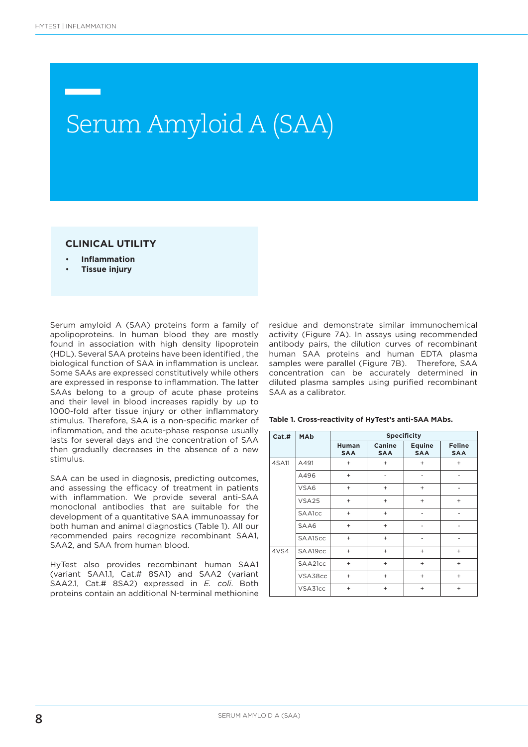# Serum Amyloid A (SAA)

## CLINICAL UTILITY

- **Inflammation**
- **Tissue injury**

Serum amyloid A (SAA) proteins form a family of apolipoproteins. In human blood they are mostly found in association with high density lipoprotein (HDL). Several SAA proteins have been identified , the biological function of SAA in inflammation is unclear. Some SAAs are expressed constitutively while others are expressed in response to inflammation. The latter SAAs belong to a group of acute phase proteins and their level in blood increases rapidly by up to 1000-fold after tissue injury or other inflammatory stimulus. Therefore, SAA is a non-specific marker of inflammation, and the acute-phase response usually lasts for several days and the concentration of SAA then gradually decreases in the absence of a new stimulus.

SAA can be used in diagnosis, predicting outcomes, and assessing the efficacy of treatment in patients with inflammation. We provide several anti-SAA monoclonal antibodies that are suitable for the development of a quantitative SAA immunoassay for both human and animal diagnostics (Table 1). All our recommended pairs recognize recombinant SAA1, SAA2, and SAA from human blood.

HyTest also provides recombinant human SAA1 (variant SAA1.1, Cat.# 8SA1) and SAA2 (variant SAA2.1, Cat.# 8SA2) expressed in *E. coli*. Both proteins contain an additional N-terminal methionine residue and demonstrate similar immunochemical activity (Figure 7A). In assays using recommended antibody pairs, the dilution curves of recombinant human SAA proteins and human EDTA plasma samples were parallel (Figure 7B). Therefore, SAA concentration can be accurately determined in diluted plasma samples using purified recombinant SAA as a calibrator.

**Table 1. Cross-reactivity of HyTest's anti-SAA MAbs.**

| Cat.# | MAb | Specificity | | | |
|---|---|---|---|---|---|
| | | Human SAA | Canine SAA | Equine SAA | Feline SAA |
| 4SA11 | A491 | + | + | + | + |
| | A496 | + | - | - | - |
| | VSA6 | + | + | + | - |
| | VSA25 | + | + | + | + |
| | SAA1cc | + | + | - | - |
| | SAA6 | + | + | - | - |
| | SAA15cc | + | + | - | - |
| 4VS4 | SAA19cc | + | + | + | + |
| | SAA21cc | + | + | + | + |
| | VSA38cc | + | + | + | + |
| | VSA31cc | + | + | + | + |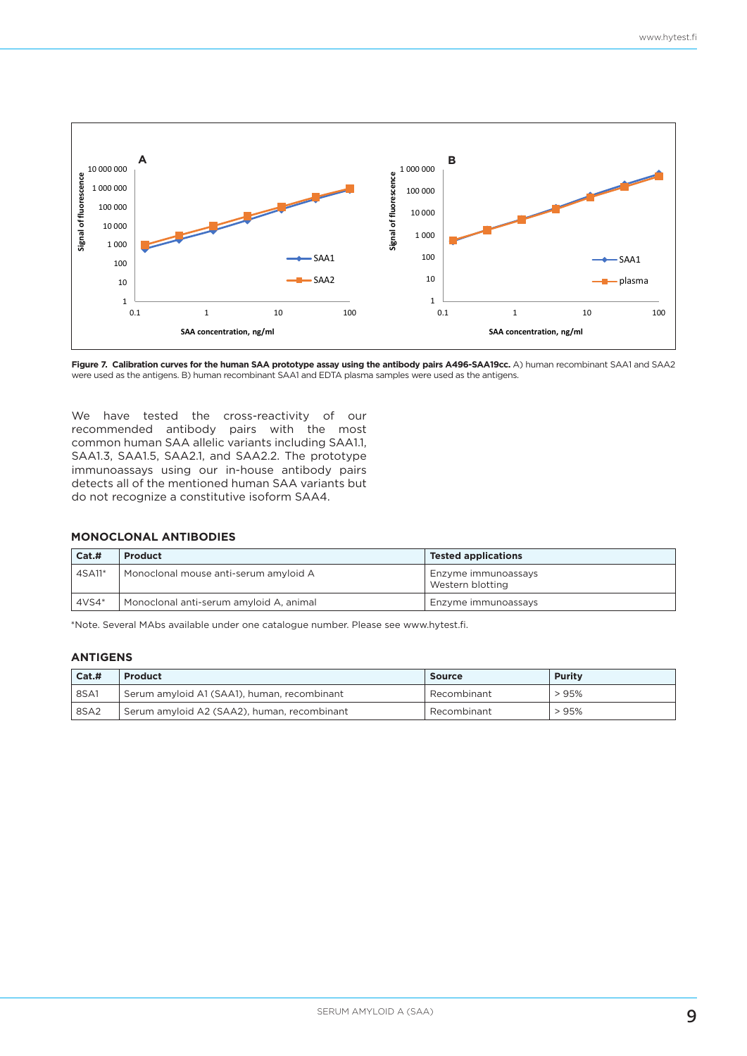**Figure 7. Calibration curves for the human SAA prototype assay using the antibody pairs A496-SAA19cc.** A) human recombinant SAA1 and SAA2 were used as the antigens. B) human recombinant SAA1 and EDTA plasma samples were used as the antigens.

We have tested the cross-reactivity of our recommended antibody pairs with the most common human SAA allelic variants including SAA1.1, SAA1.3, SAA1.5, SAA2.1, and SAA2.2. The prototype immunoassays using our in-house antibody pairs detects all of the mentioned human SAA variants but do not recognize a constitutive isoform SAA4.

## MONOCLONAL ANTIBODIES

| Cat.# | Product | Tested applications |
|---|---|---|
| 4SA11* | Monoclonal mouse anti-serum amyloid A | Enzyme immunoassays<br>Western blotting |
| 4VS4* | Monoclonal anti-serum amyloid A, animal | Enzyme immunoassays |

*Note. Several MAbs available under one catalogue number. Please see www.hytest.fi.

## ANTIGENS

| Cat.# | Product | Source | Purity |
|---|---|---|---|
| 8SA1 | Serum amyloid A1 (SAA1), human, recombinant | Recombinant | > 95% |
| 8SA2 | Serum amyloid A2 (SAA2), human, recombinant | Recombinant | > 95% |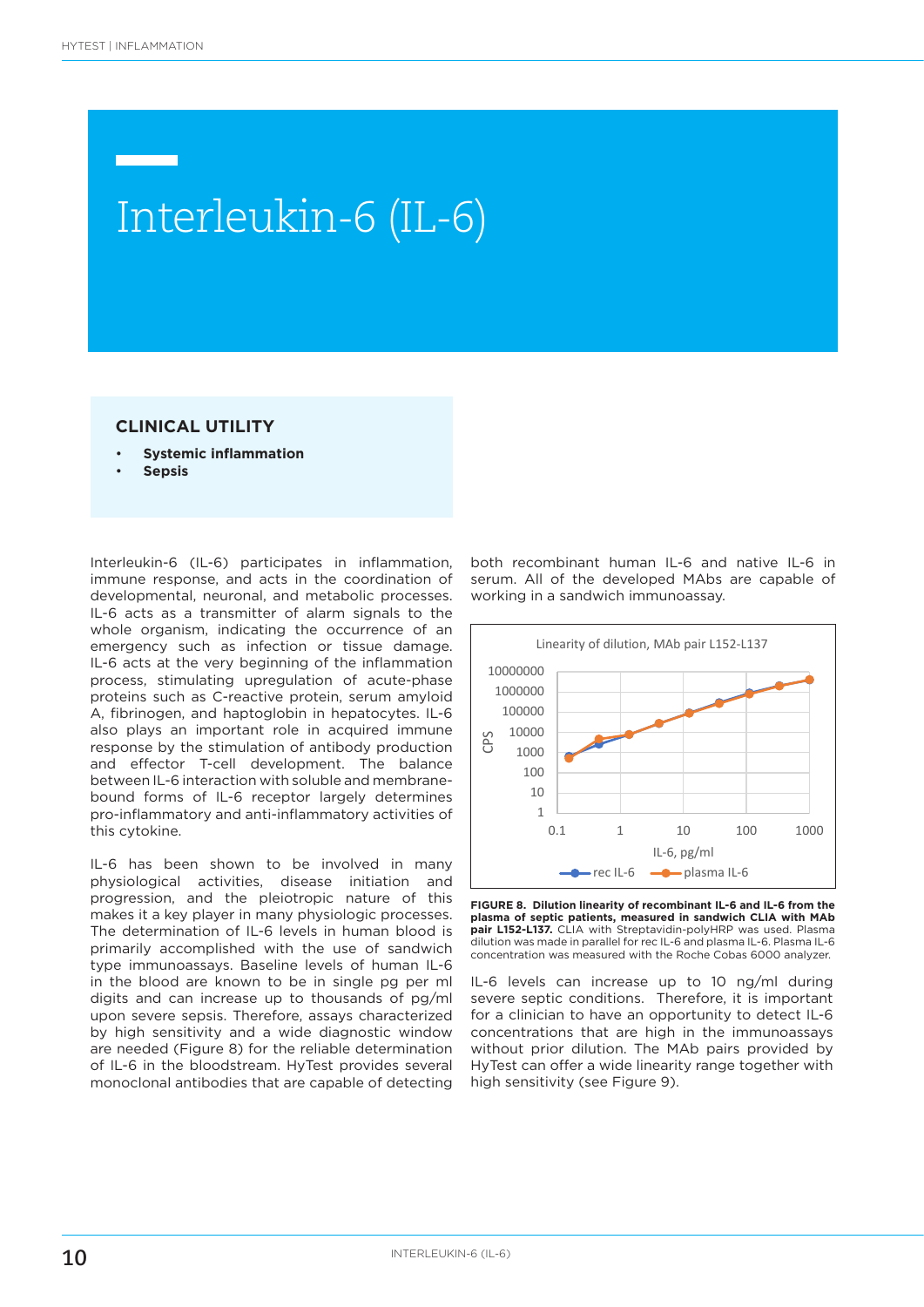# Interleukin-6 (IL-6)

## CLINICAL UTILITY

- **Systemic inflammation**
- **Sepsis**

Interleukin-6 (IL-6) participates in inflammation, immune response, and acts in the coordination of developmental, neuronal, and metabolic processes. IL-6 acts as a transmitter of alarm signals to the whole organism, indicating the occurrence of an emergency such as infection or tissue damage. IL-6 acts at the very beginning of the inflammation process, stimulating upregulation of acute-phase proteins such as C-reactive protein, serum amyloid A, fibrinogen, and haptoglobin in hepatocytes. IL-6 also plays an important role in acquired immune response by the stimulation of antibody production and effector T-cell development. The balance between IL-6 interaction with soluble and membrane-bound forms of IL-6 receptor largely determines pro-inflammatory and anti-inflammatory activities of this cytokine.

IL-6 has been shown to be involved in many physiological activities, disease initiation and progression, and the pleiotropic nature of this makes it a key player in many physiologic processes. The determination of IL-6 levels in human blood is primarily accomplished with the use of sandwich type immunoassays. Baseline levels of human IL-6 in the blood are known to be in single pg per ml digits and can increase up to thousands of pg/ml upon severe sepsis. Therefore, assays characterized by high sensitivity and a wide diagnostic window are needed (Figure 8) for the reliable determination of IL-6 in the bloodstream. HyTest provides several monoclonal antibodies that are capable of detecting both recombinant human IL-6 and native IL-6 in serum. All of the developed MAbs are capable of working in a sandwich immunoassay.

**FIGURE 8. Dilution linearity of recombinant IL-6 and IL-6 from the plasma of septic patients, measured in sandwich CLIA with MAb pair L152-L137.** CLIA with Streptavidin-polyHRP was used. Plasma dilution was made in parallel for rec IL-6 and plasma IL-6. Plasma IL-6 concentration was measured with the Roche Cobas 6000 analyzer.

IL-6 levels can increase up to 10 ng/ml during severe septic conditions. Therefore, it is important for a clinician to have an opportunity to detect IL-6 concentrations that are high in the immunoassays without prior dilution. The MAb pairs provided by HyTest can offer a wide linearity range together with high sensitivity (see Figure 9).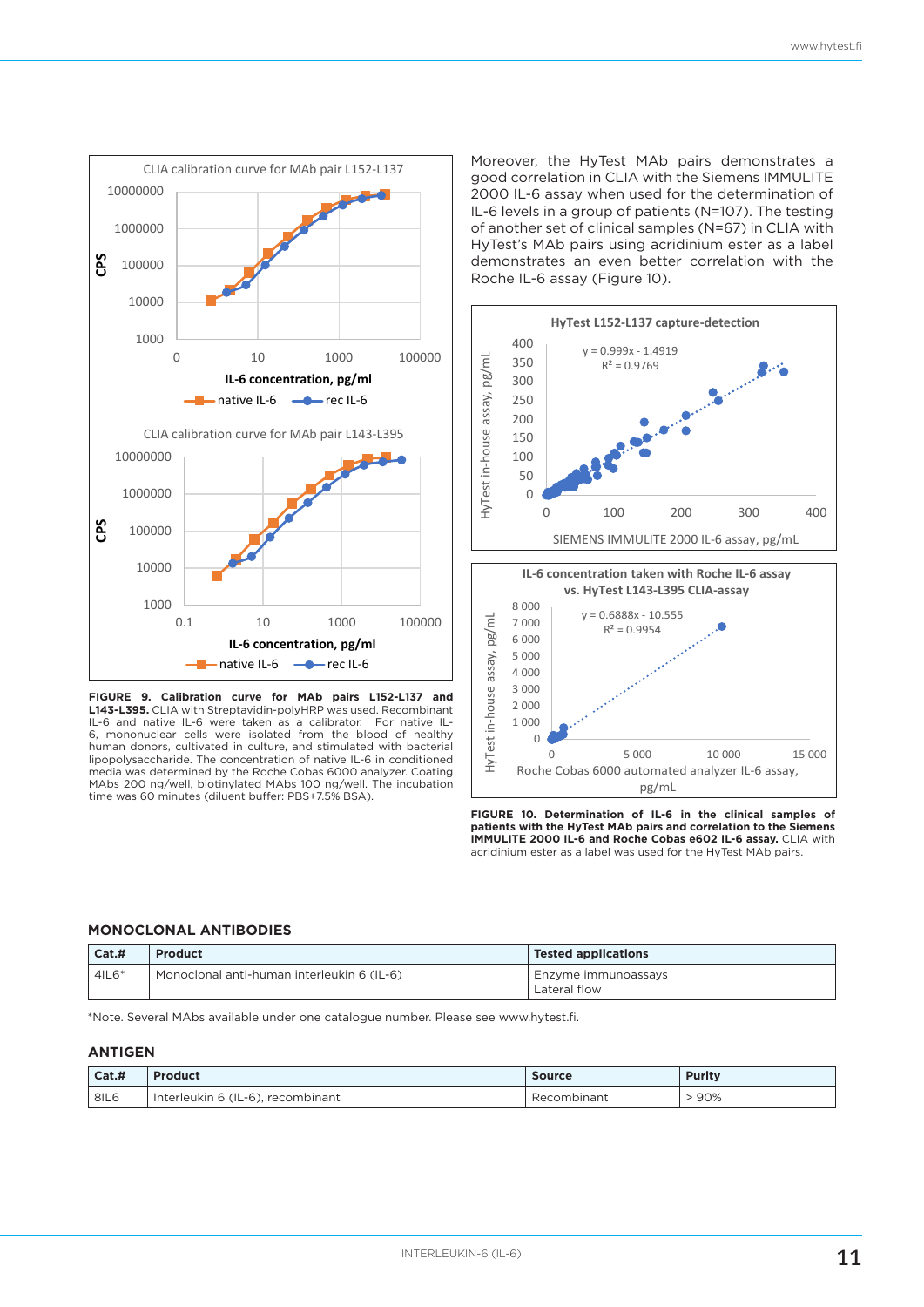Moreover, the HyTest MAb pairs demonstrates a good correlation in CLIA with the Siemens IMMULITE 2000 IL-6 assay when used for the determination of IL-6 levels in a group of patients (N=107). The testing of another set of clinical samples (N=67) in CLIA with HyTest's MAb pairs using acridinium ester as a label demonstrates an even better correlation with the Roche IL-6 assay (Figure 10).

**FIGURE 9. Calibration curve for MAb pairs L152-L137 and L143-L395.** CLIA with Streptavidin-polyHRP was used. Recombinant IL-6 and native IL-6 were taken as a calibrator. For native IL-6, mononuclear cells were isolated from the blood of healthy human donors, cultivated in culture, and stimulated with bacterial lipopolysaccharide. The concentration of native IL-6 in conditioned media was determined by the Roche Cobas 6000 analyzer. Coating MAbs 200 ng/well, biotinylated MAbs 100 ng/well. The incubation time was 60 minutes (diluent buffer: PBS+7.5% BSA).

**FIGURE 10. Determination of IL-6 in the clinical samples of patients with the HyTest MAb pairs and correlation to the Siemens IMMULITE 2000 and Roche Cobas e602 IL-6 assay.** CLIA with acridinium ester as a label was used for the HyTest MAb pairs.

## MONOCLONAL ANTIBODIES

| Cat.# | Product | Tested applications |
|---|---|---|
| 4IL6* | Monoclonal anti-human interleukin 6 (IL-6) | Enzyme immunoassays<br>Lateral flow |

*Note. Several MAbs available under one catalogue number. Please see www.hytest.fi.

## ANTIGEN

| Cat.# | Product | Source | Purity |
|---|---|---|---|
| 8IL6 | Interleukin 6 (IL-6), recombinant | Recombinant | > 90% |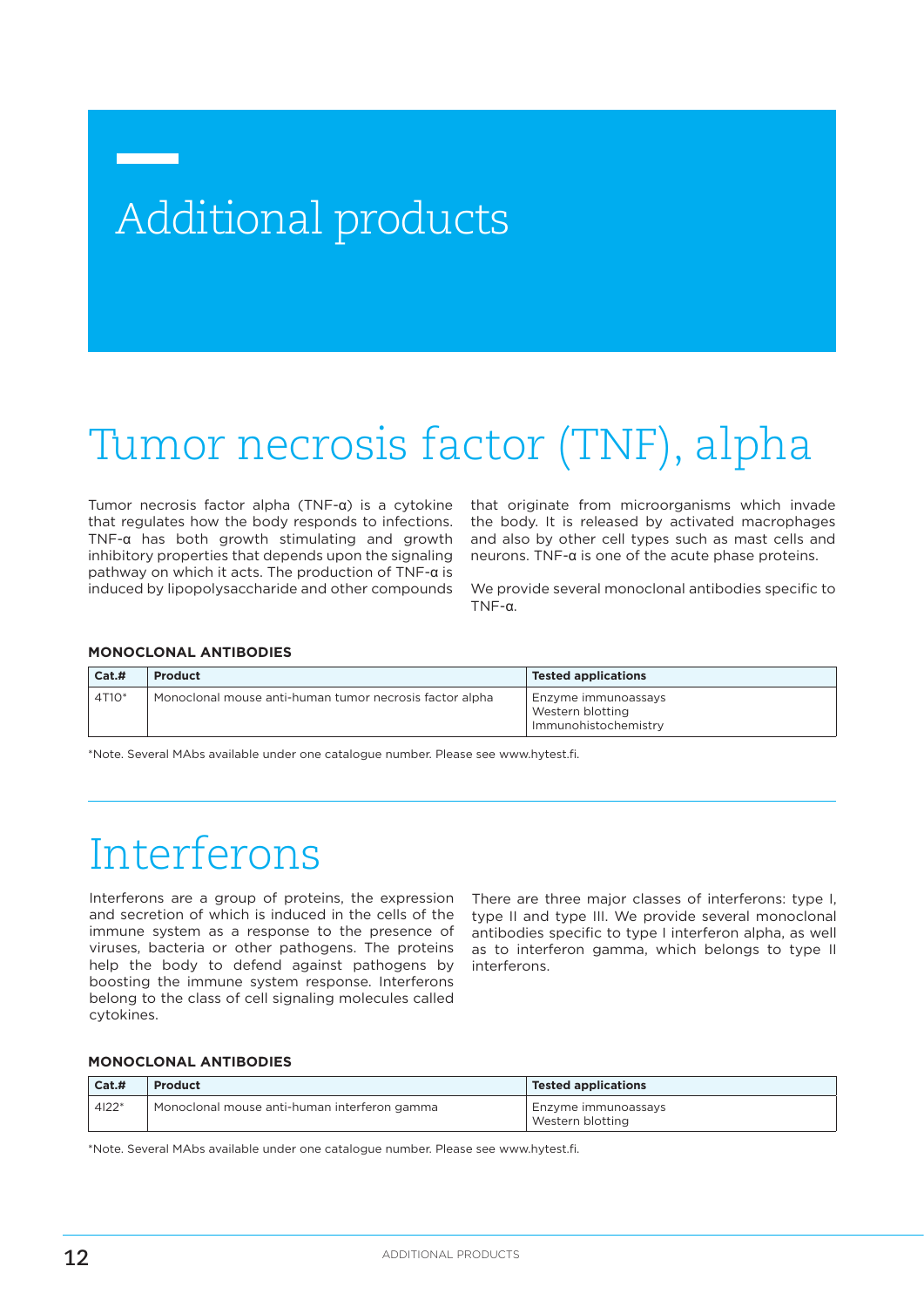# Additional products

## Tumor necrosis factor (TNF), alpha

Tumor necrosis factor alpha (TNF-α) is a cytokine that regulates how the body responds to infections. TNF-α has both growth stimulating and growth inhibitory properties that depends upon the signaling pathway on which it acts. The production of TNF-α is induced by lipopolysaccharide and other compounds that originate from microorganisms which invade the body. It is released by activated macrophages and also by other cell types such as mast cells and neurons. TNF-α is one of the acute phase proteins.

We provide several monoclonal antibodies specific to TNF-α.

**MONOCLONAL ANTIBODIES**

| Cat.# | Product | Tested applications |
|---|---|---|
| 4T10* | Monoclonal mouse anti-human tumor necrosis factor alpha | Enzyme immunoassays<br>Western blotting<br>Immunohistochemistry |

*Note. Several MAbs available under one catalogue number. Please see www.hytest.fi.

## Interferons

Interferons are a group of proteins, the expression and secretion of which is induced in the cells of the immune system as a response to the presence of viruses, bacteria or other pathogens. The proteins help the body to defend against pathogens by boosting the immune system response. Interferons belong to the class of cell signaling molecules called cytokines.

There are three major classes of interferons: type I, type II and type III. We provide several monoclonal antibodies specific to type I interferon alpha, as well as to interferon gamma, which belongs to type II interferons.

**MONOCLONAL ANTIBODIES**

| Cat.# | Product | Tested applications |
|---|---|---|
| 4I22* | Monoclonal mouse anti-human interferon gamma | Enzyme immunoassays<br>Western blotting |

*Note. Several MAbs available under one catalogue number. Please see www.hytest.fi.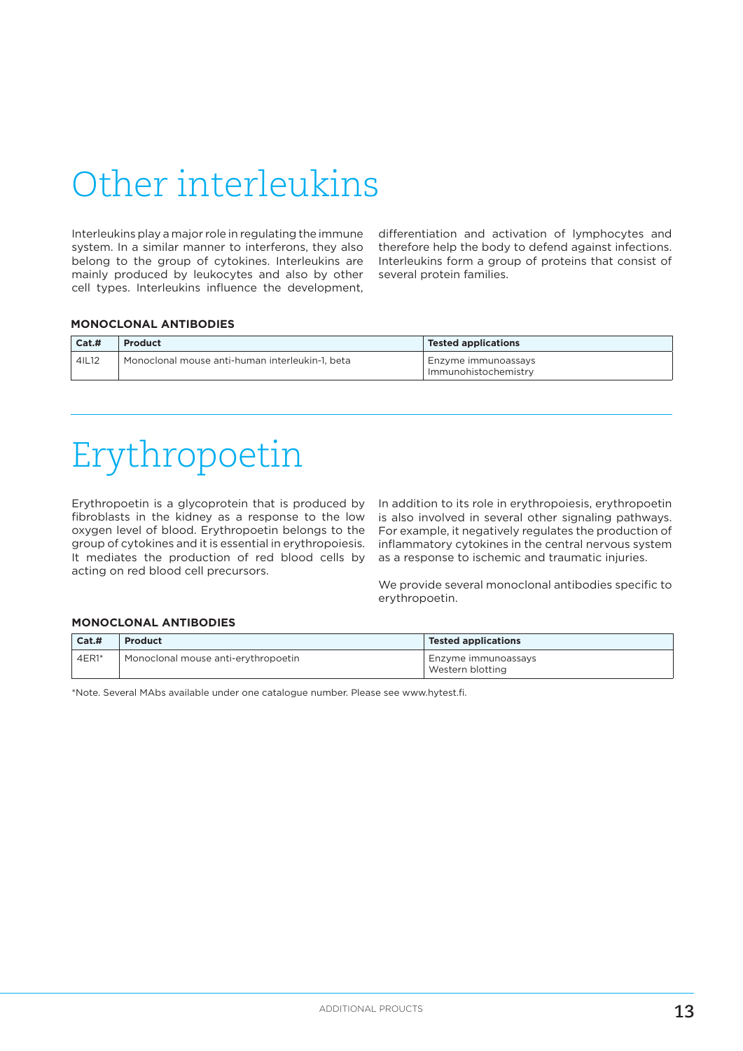# Other interleukins

Interleukins play a major role in regulating the immune system. In a similar manner to interferons, they also belong to the group of cytokines. Interleukins are mainly produced by leukocytes and also by other cell types. Interleukins influence the development, differentiation and activation of lymphocytes and therefore help the body to defend against infections. Interleukins form a group of proteins that consist of several protein families.

**MONOCLONAL ANTIBODIES**

| Cat.# | Product | Tested applications |
|---|---|---|
| 4IL12 | Monoclonal mouse anti-human interleukin-1, beta | Enzyme immunoassays<br>Immunohistochemistry |

# Erythropoetin

Erythropoetin is a glycoprotein that is produced by fibroblasts in the kidney as a response to the low oxygen level of blood. Erythropoetin belongs to the group of cytokines and it is essential in erythropoiesis. It mediates the production of red blood cells by acting on red blood cell precursors.

In addition to its role in erythropoiesis, erythropoetin is also involved in several other signaling pathways. For example, it negatively regulates the production of inflammatory cytokines in the central nervous system as a response to ischemic and traumatic injuries.

We provide several monoclonal antibodies specific to erythropoetin.

**MONOCLONAL ANTIBODIES**

| Cat.# | Product | Tested applications |
|---|---|---|
| 4ER1* | Monoclonal mouse anti-erythropoetin | Enzyme immunoassays<br>Western blotting |

*Note. Several MAbs available under one catalogue number. Please see www.hytest.fi.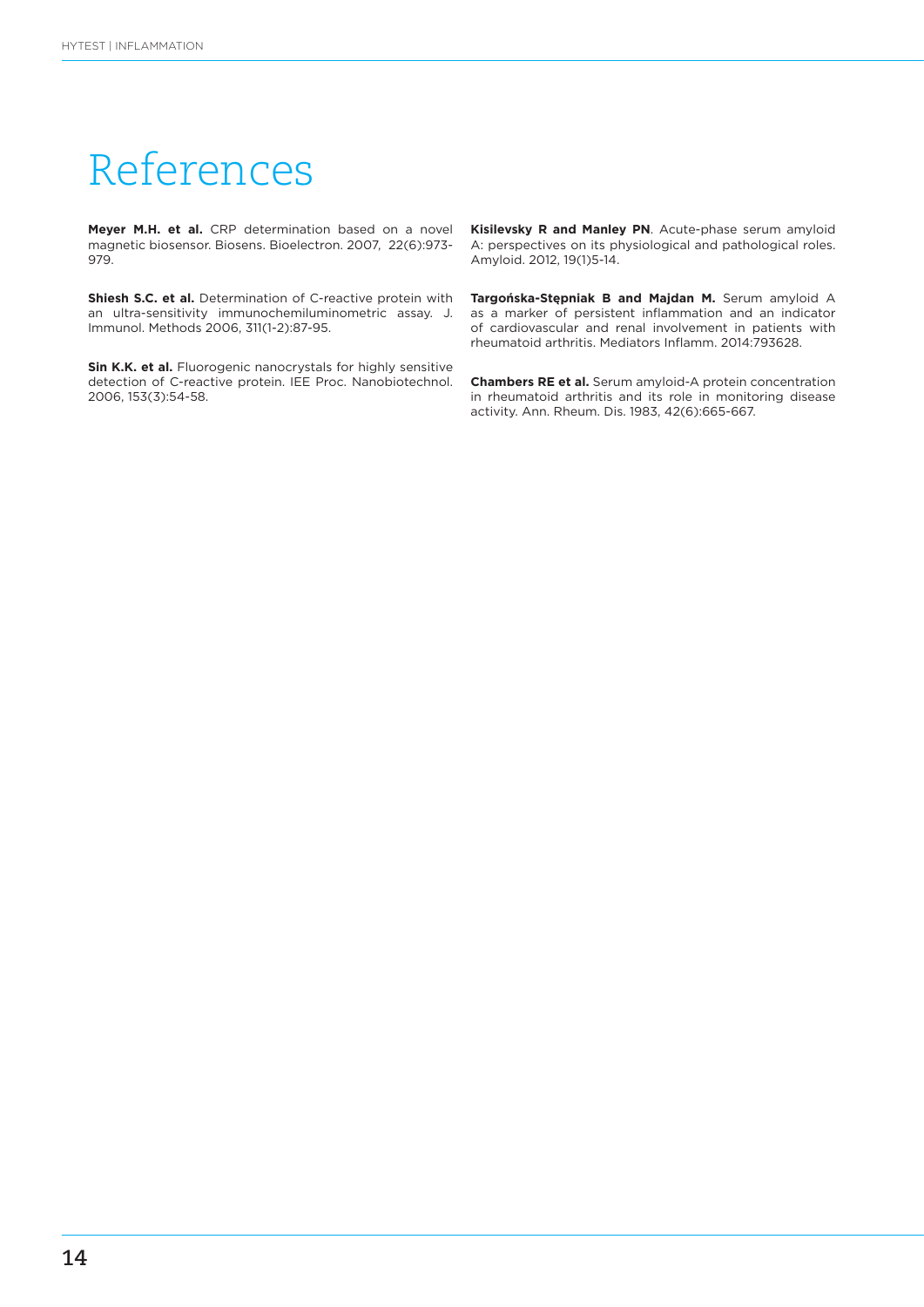# References

**Meyer M.H. et al.** CRP determination based on a novel magnetic biosensor. Biosens. Bioelectron. 2007, 22(6):973-979.

**Shiesh S.C. et al.** Determination of C-reactive protein with an ultra-sensitivity immunochemiluminometric assay. J. Immunol. Methods 2006, 311(1-2):87-95.

**Sin K.K. et al.** Fluorogenic nanocrystals for highly sensitive detection of C-reactive protein. IEE Proc. Nanobiotechnol. 2006, 153(3):54-58.

**Kisilevsky R and Manley PN**. Acute-phase serum amyloid A: perspectives on its physiological and pathological roles. Amyloid. 2012, 19(1)5-14.

**Targońska-Stępniak B and Majdan M.** Serum amyloid A as a marker of persistent inflammation and an indicator of cardiovascular and renal involvement in patients with rheumatoid arthritis. Mediators Inflamm. 2014:793628.

**Chambers RE et al.** Serum amyloid-A protein concentration in rheumatoid arthritis and its role in monitoring disease activity. Ann. Rheum. Dis. 1983, 42(6):665-667.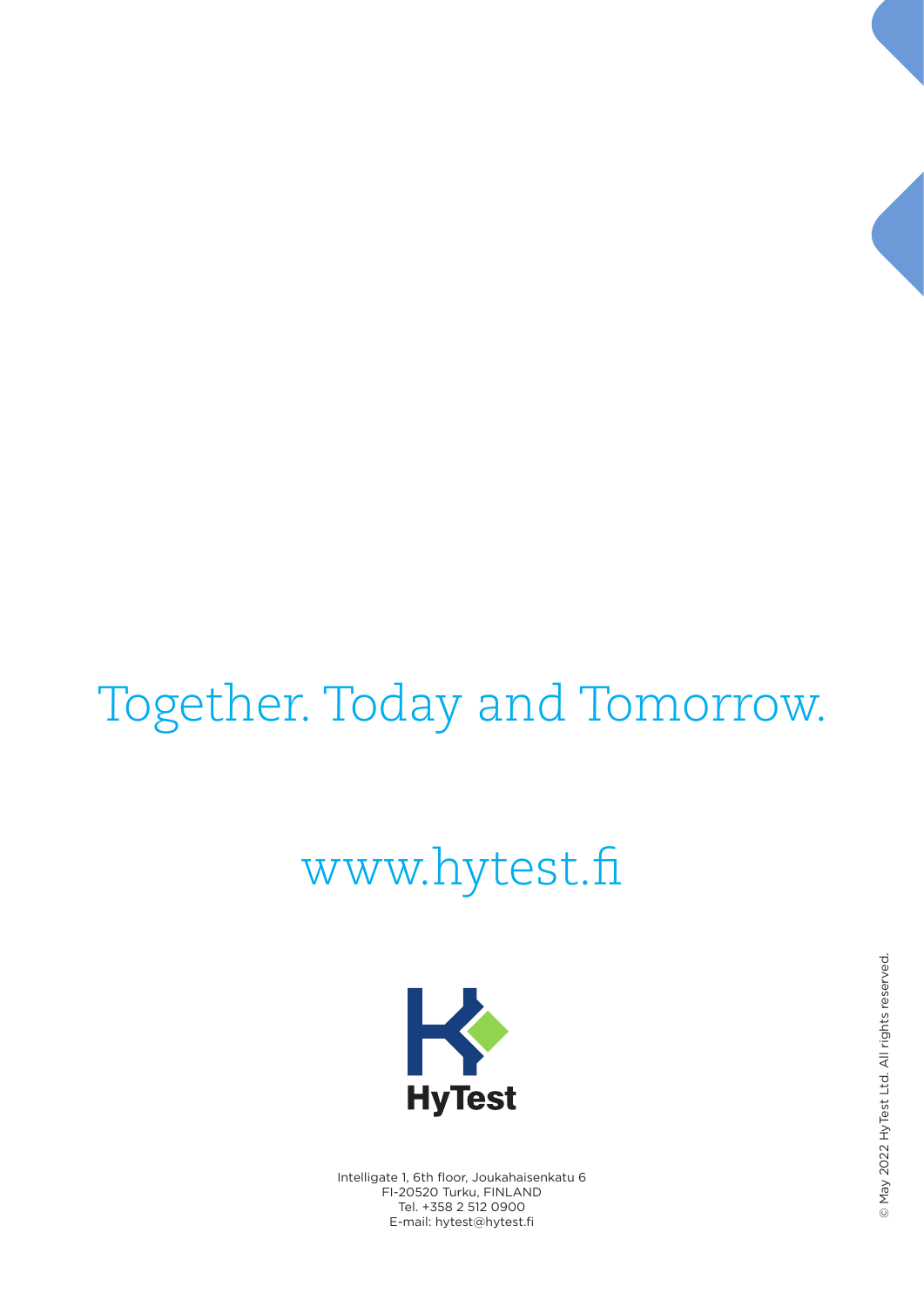Together. Today and Tomorrow.

www.hytest.fi

HyTest

Intelligate 1, 6th floor, Joukahaisenkatu 6
FI-20520 Turku, FINLAND
Tel. +358 2 512 0900
E-mail: hytest@hytest.fi

© May 2022 HyTest Ltd. All rights reserved.